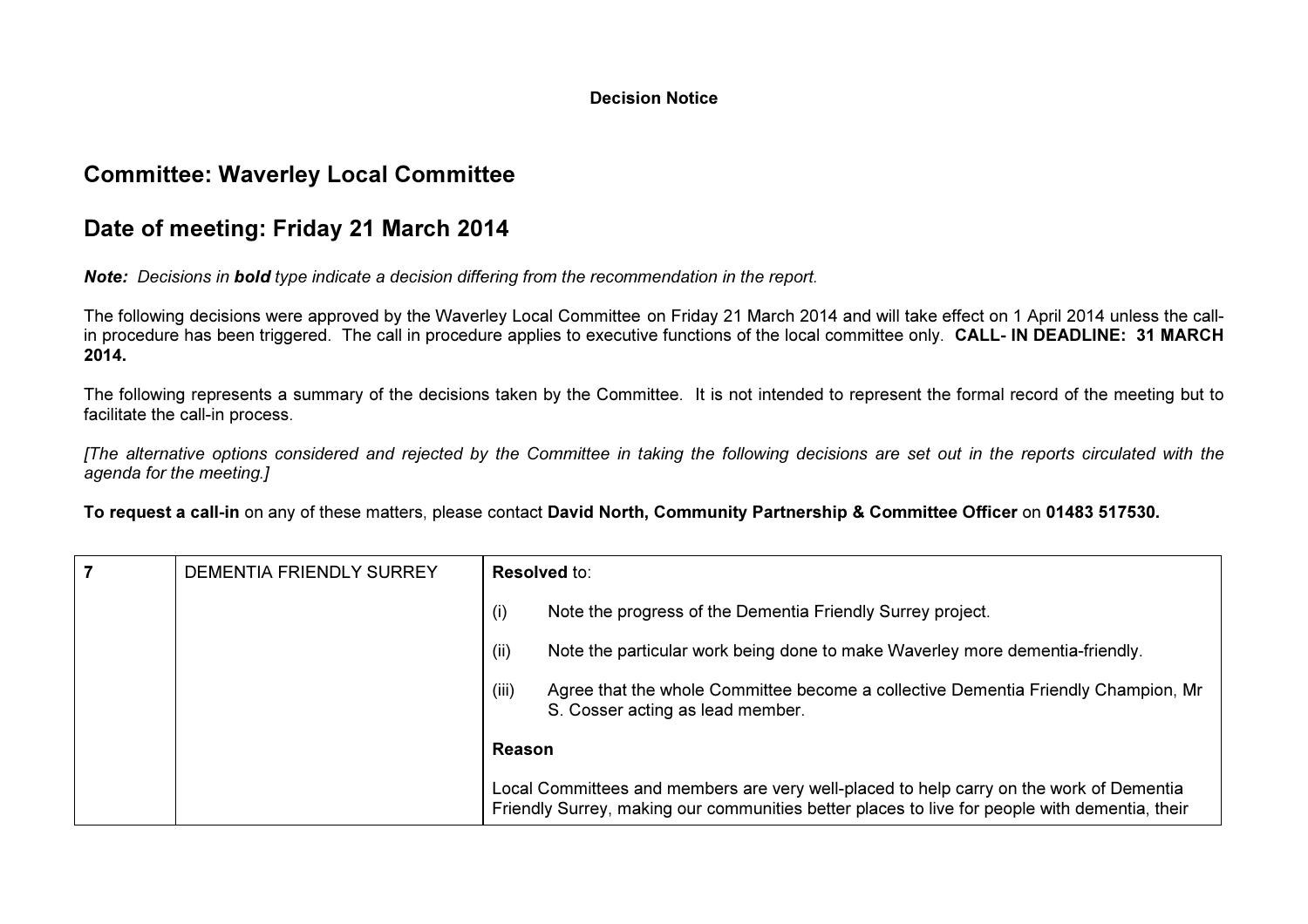**Decision Notice**

## Committee: Waverley Local Committee

## Date of meeting: Friday 21 March 2014

***Note:** Decisions in **bold** type indicate a decision differing from the recommendation in the report.*

The following decisions were approved by the Waverley Local Committee on Friday 21 March 2014 and will take effect on 1 April 2014 unless the call-in procedure has been triggered. The call in procedure applies to executive functions of the local committee only. **CALL- IN DEADLINE: 31 MARCH 2014.**

The following represents a summary of the decisions taken by the Committee. It is not intended to represent the formal record of the meeting but to facilitate the call-in process.

*[The alternative options considered and rejected by the Committee in taking the following decisions are set out in the reports circulated with the agenda for the meeting.]*

**To request a call-in** on any of these matters, please contact **David North, Community Partnership & Committee Officer** on **01483 517530.**

| | | |
|---|---|---|
| 7 | DEMENTIA FRIENDLY SURREY | **Resolved** to:<br><br>(i) Note the progress of the Dementia Friendly Surrey project.<br><br>(ii) Note the particular work being done to make Waverley more dementia-friendly.<br><br>(iii) Agree that the whole Committee become a collective Dementia Friendly Champion, Mr S. Cosser acting as lead member.<br><br>**Reason**<br><br>Local Committees and members are very well-placed to help carry on the work of Dementia Friendly Surrey, making our communities better places to live for people with dementia, their |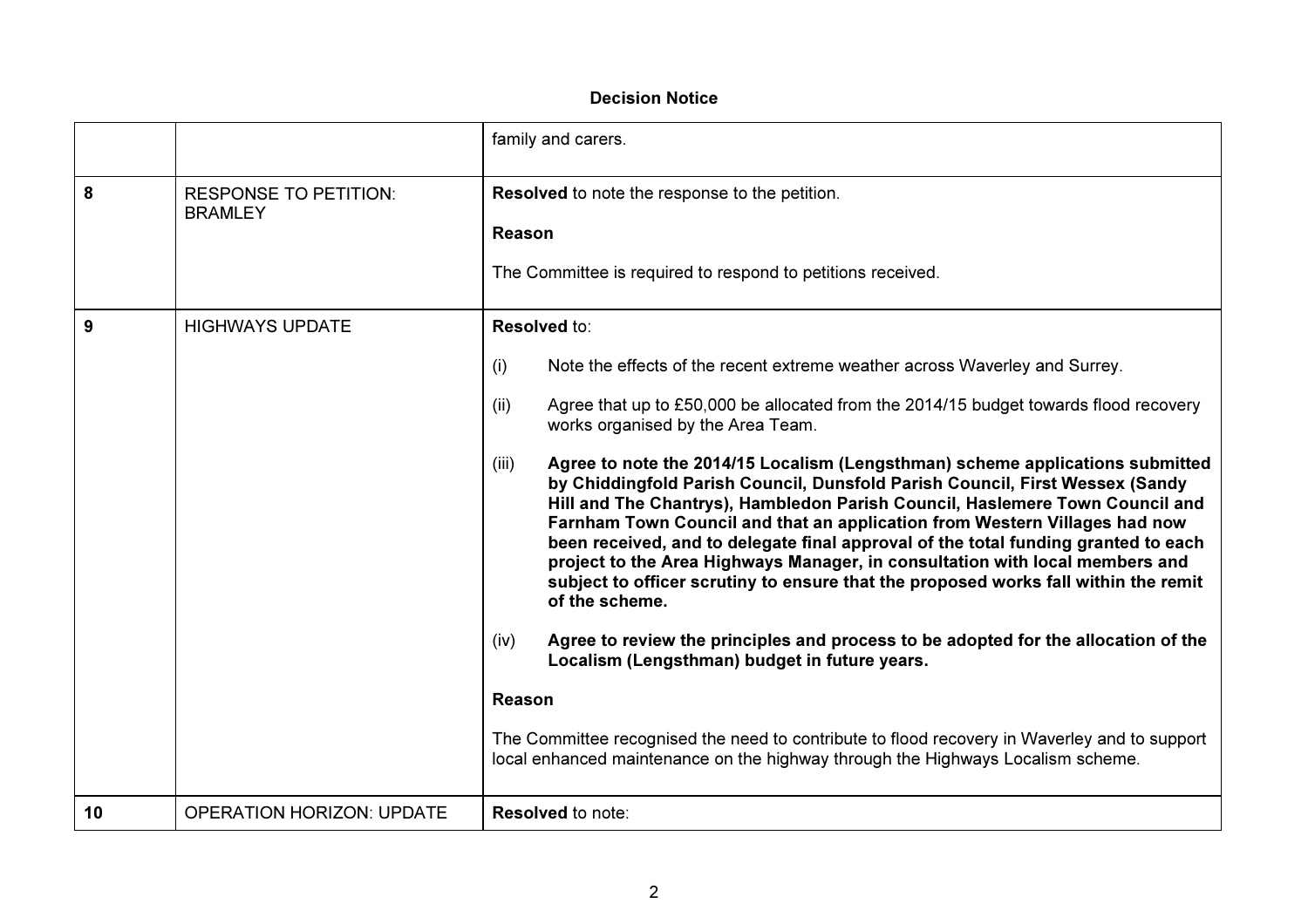**Decision Notice**

| | | |
|---|---|---|
| | | family and carers. |
| **8** | RESPONSE TO PETITION: BRAMLEY | **Resolved** to note the response to the petition.<br><br>**Reason**<br><br>The Committee is required to respond to petitions received. |
| **9** | HIGHWAYS UPDATE | **Resolved** to:<br><br>(i) Note the effects of the recent extreme weather across Waverley and Surrey.<br><br>(ii) Agree that up to £50,000 be allocated from the 2014/15 budget towards flood recovery works organised by the Area Team.<br><br>(iii) **Agree to note the 2014/15 Localism (Lengsthman) scheme applications submitted by Chiddingfold Parish Council, Dunsfold Parish Council, First Wessex (Sandy Hill and The Chantrys), Hambledon Parish Council, Haslemere Town Council and Farnham Town Council and that an application from Western Villages had now been received, and to delegate final approval of the total funding granted to each project to the Area Highways Manager, in consultation with local members and subject to officer scrutiny to ensure that the proposed works fall within the remit of the scheme.**<br><br>(iv) **Agree to review the principles and process to be adopted for the allocation of the Localism (Lengsthman) budget in future years.**<br><br>**Reason**<br><br>The Committee recognised the need to contribute to flood recovery in Waverley and to support local enhanced maintenance on the highway through the Highways Localism scheme. |
| **10** | OPERATION HORIZON: UPDATE | **Resolved** to note: |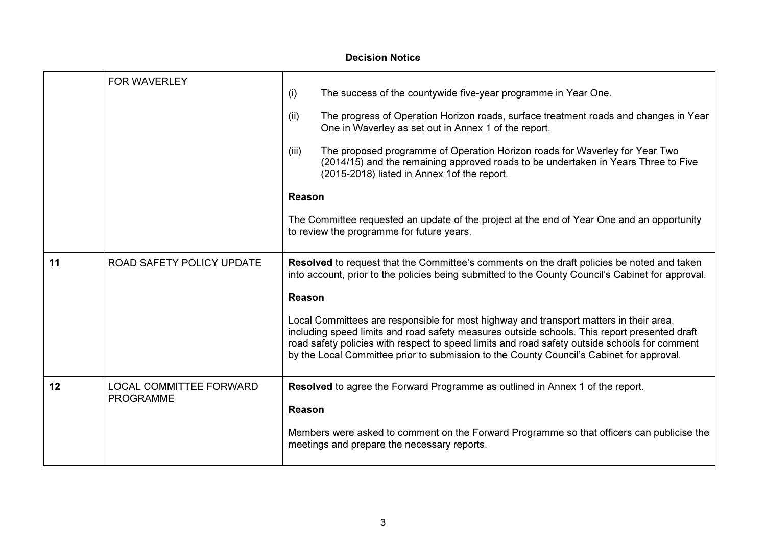**Decision Notice**

| | | |
|---|---|---|
| | FOR WAVERLEY | (i) The success of the countywide five-year programme in Year One.<br><br>(ii) The progress of Operation Horizon roads, surface treatment roads and changes in Year One in Waverley as set out in Annex 1 of the report.<br><br>(iii) The proposed programme of Operation Horizon roads for Waverley for Year Two (2014/15) and the remaining approved roads to be undertaken in Years Three to Five (2015-2018) listed in Annex 1of the report.<br><br>**Reason**<br><br>The Committee requested an update of the project at the end of Year One and an opportunity to review the programme for future years. |
| **11** | ROAD SAFETY POLICY UPDATE | **Resolved** to request that the Committee's comments on the draft policies be noted and taken into account, prior to the policies being submitted to the County Council's Cabinet for approval.<br><br>**Reason**<br><br>Local Committees are responsible for most highway and transport matters in their area, including speed limits and road safety measures outside schools. This report presented draft road safety policies with respect to speed limits and road safety outside schools for comment by the Local Committee prior to submission to the County Council's Cabinet for approval. |
| **12** | LOCAL COMMITTEE FORWARD PROGRAMME | **Resolved** to agree the Forward Programme as outlined in Annex 1 of the report.<br><br>**Reason**<br><br>Members were asked to comment on the Forward Programme so that officers can publicise the meetings and prepare the necessary reports. |